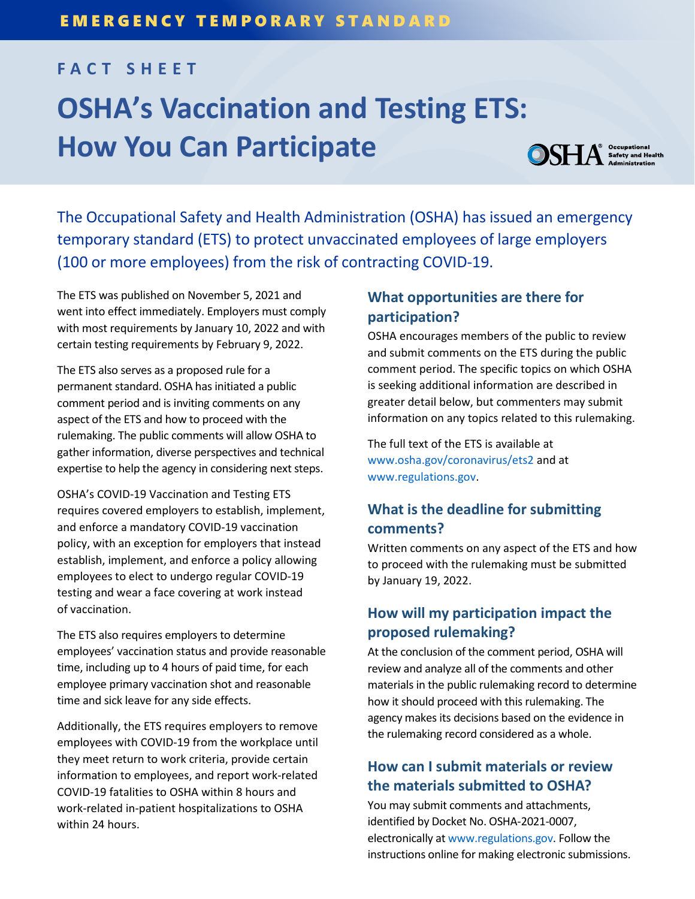EMERGENCY TEMPORARY STANDARD

FACT SHEET

# OSHA's Vaccination and Testing ETS: How You Can Participate

The Occupational Safety and Health Administration (OSHA) has issued an emergency temporary standard (ETS) to protect unvaccinated employees of large employers (100 or more employees) from the risk of contracting COVID-19.

The ETS was published on November 5, 2021 and went into effect immediately. Employers must comply with most requirements by January 10, 2022 and with certain testing requirements by February 9, 2022.

The ETS also serves as a proposed rule for a permanent standard. OSHA has initiated a public comment period and is inviting comments on any aspect of the ETS and how to proceed with the rulemaking. The public comments will allow OSHA to gather information, diverse perspectives and technical expertise to help the agency in considering next steps.

OSHA's COVID-19 Vaccination and Testing ETS requires covered employers to establish, implement, and enforce a mandatory COVID-19 vaccination policy, with an exception for employers that instead establish, implement, and enforce a policy allowing employees to elect to undergo regular COVID-19 testing and wear a face covering at work instead of vaccination.

The ETS also requires employers to determine employees' vaccination status and provide reasonable time, including up to 4 hours of paid time, for each employee primary vaccination shot and reasonable time and sick leave for any side effects.

Additionally, the ETS requires employers to remove employees with COVID-19 from the workplace until they meet return to work criteria, provide certain information to employees, and report work-related COVID-19 fatalities to OSHA within 8 hours and work-related in-patient hospitalizations to OSHA within 24 hours.

## What opportunities are there for participation?

OSHA encourages members of the public to review and submit comments on the ETS during the public comment period. The specific topics on which OSHA is seeking additional information are described in greater detail below, but commenters may submit information on any topics related to this rulemaking.

The full text of the ETS is available at www.osha.gov/coronavirus/ets2 and at www.regulations.gov.

## What is the deadline for submitting comments?

Written comments on any aspect of the ETS and how to proceed with the rulemaking must be submitted by January 19, 2022.

## How will my participation impact the proposed rulemaking?

At the conclusion of the comment period, OSHA will review and analyze all of the comments and other materials in the public rulemaking record to determine how it should proceed with this rulemaking. The agency makes its decisions based on the evidence in the rulemaking record considered as a whole.

## How can I submit materials or review the materials submitted to OSHA?

You may submit comments and attachments, identified by Docket No. OSHA-2021-0007, electronically at www.regulations.gov. Follow the instructions online for making electronic submissions.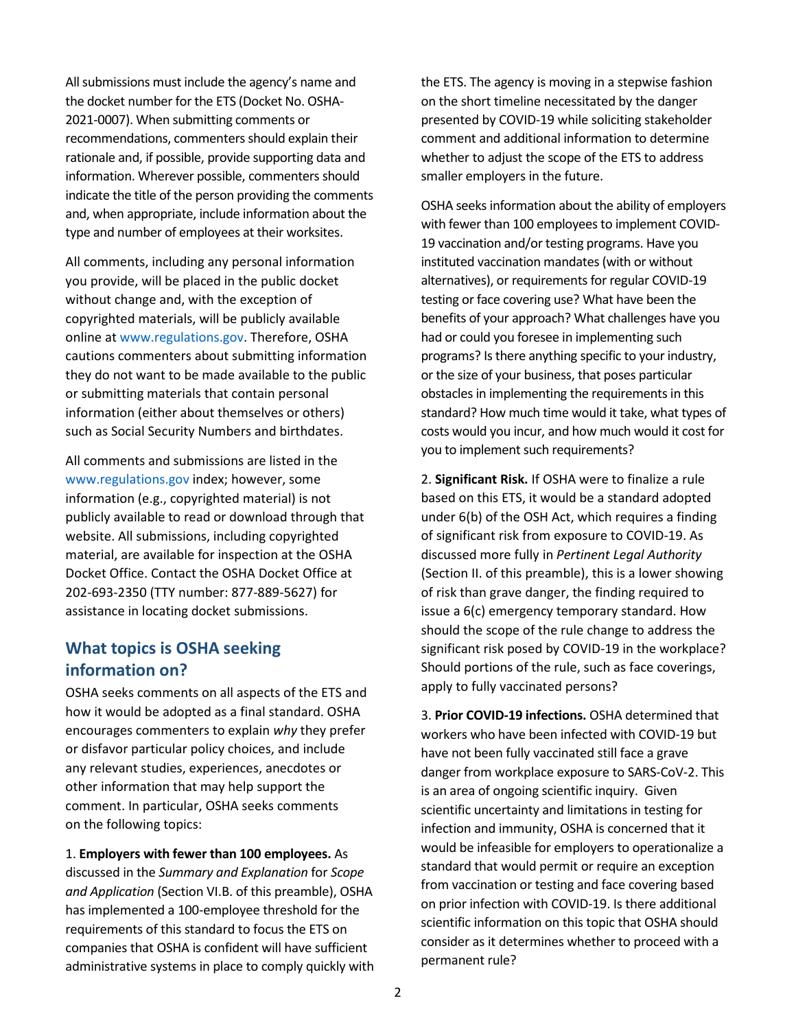All submissions must include the agency's name and the docket number for the ETS (Docket No. OSHA-2021-0007). When submitting comments or recommendations, commenters should explain their rationale and, if possible, provide supporting data and information. Wherever possible, commenters should indicate the title of the person providing the comments and, when appropriate, include information about the type and number of employees at their worksites.

All comments, including any personal information you provide, will be placed in the public docket without change and, with the exception of copyrighted materials, will be publicly available online at www.regulations.gov. Therefore, OSHA cautions commenters about submitting information they do not want to be made available to the public or submitting materials that contain personal information (either about themselves or others) such as Social Security Numbers and birthdates.

All comments and submissions are listed in the www.regulations.gov index; however, some information (e.g., copyrighted material) is not publicly available to read or download through that website. All submissions, including copyrighted material, are available for inspection at the OSHA Docket Office. Contact the OSHA Docket Office at 202-693-2350 (TTY number: 877-889-5627) for assistance in locating docket submissions.

## What topics is OSHA seeking information on?

OSHA seeks comments on all aspects of the ETS and how it would be adopted as a final standard. OSHA encourages commenters to explain *why* they prefer or disfavor particular policy choices, and include any relevant studies, experiences, anecdotes or other information that may help support the comment. In particular, OSHA seeks comments on the following topics:

1. **Employers with fewer than 100 employees.** As discussed in the *Summary and Explanation* for *Scope and Application* (Section VI.B. of this preamble), OSHA has implemented a 100-employee threshold for the requirements of this standard to focus the ETS on companies that OSHA is confident will have sufficient administrative systems in place to comply quickly with the ETS. The agency is moving in a stepwise fashion on the short timeline necessitated by the danger presented by COVID-19 while soliciting stakeholder comment and additional information to determine whether to adjust the scope of the ETS to address smaller employers in the future.

OSHA seeks information about the ability of employers with fewer than 100 employees to implement COVID-19 vaccination and/or testing programs. Have you instituted vaccination mandates (with or without alternatives), or requirements for regular COVID-19 testing or face covering use? What have been the benefits of your approach? What challenges have you had or could you foresee in implementing such programs? Is there anything specific to your industry, or the size of your business, that poses particular obstacles in implementing the requirements in this standard? How much time would it take, what types of costs would you incur, and how much would it cost for you to implement such requirements?

2. **Significant Risk.** If OSHA were to finalize a rule based on this ETS, it would be a standard adopted under 6(b) of the OSH Act, which requires a finding of significant risk from exposure to COVID-19. As discussed more fully in *Pertinent Legal Authority* (Section II. of this preamble), this is a lower showing of risk than grave danger, the finding required to issue a 6(c) emergency temporary standard. How should the scope of the rule change to address the significant risk posed by COVID-19 in the workplace? Should portions of the rule, such as face coverings, apply to fully vaccinated persons?

3. **Prior COVID-19 infections.** OSHA determined that workers who have been infected with COVID-19 but have not been fully vaccinated still face a grave danger from workplace exposure to SARS-CoV-2. This is an area of ongoing scientific inquiry. Given scientific uncertainty and limitations in testing for infection and immunity, OSHA is concerned that it would be infeasible for employers to operationalize a standard that would permit or require an exception from vaccination or testing and face covering based on prior infection with COVID-19. Is there additional scientific information on this topic that OSHA should consider as it determines whether to proceed with a permanent rule?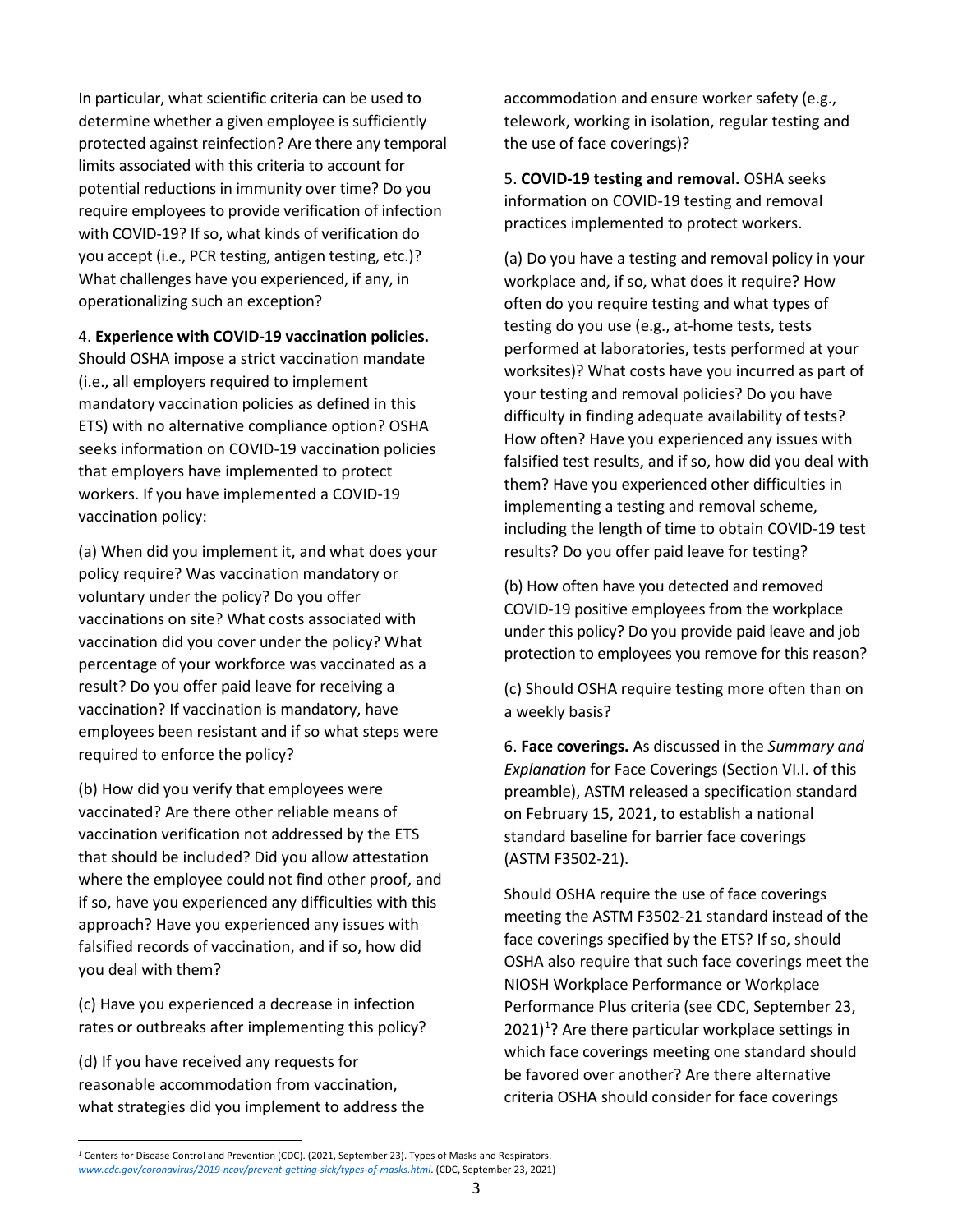In particular, what scientific criteria can be used to determine whether a given employee is sufficiently protected against reinfection? Are there any temporal limits associated with this criteria to account for potential reductions in immunity over time? Do you require employees to provide verification of infection with COVID-19? If so, what kinds of verification do you accept (i.e., PCR testing, antigen testing, etc.)? What challenges have you experienced, if any, in operationalizing such an exception?

4. **Experience with COVID-19 vaccination policies.** Should OSHA impose a strict vaccination mandate (i.e., all employers required to implement mandatory vaccination policies as defined in this ETS) with no alternative compliance option? OSHA seeks information on COVID-19 vaccination policies that employers have implemented to protect workers. If you have implemented a COVID-19 vaccination policy:

(a) When did you implement it, and what does your policy require? Was vaccination mandatory or voluntary under the policy? Do you offer vaccinations on site? What costs associated with vaccination did you cover under the policy? What percentage of your workforce was vaccinated as a result? Do you offer paid leave for receiving a vaccination? If vaccination is mandatory, have employees been resistant and if so what steps were required to enforce the policy?

(b) How did you verify that employees were vaccinated? Are there other reliable means of vaccination verification not addressed by the ETS that should be included? Did you allow attestation where the employee could not find other proof, and if so, have you experienced any difficulties with this approach? Have you experienced any issues with falsified records of vaccination, and if so, how did you deal with them?

(c) Have you experienced a decrease in infection rates or outbreaks after implementing this policy?

(d) If you have received any requests for reasonable accommodation from vaccination, what strategies did you implement to address the accommodation and ensure worker safety (e.g., telework, working in isolation, regular testing and the use of face coverings)?

5. **COVID-19 testing and removal.** OSHA seeks information on COVID-19 testing and removal practices implemented to protect workers.

(a) Do you have a testing and removal policy in your workplace and, if so, what does it require? How often do you require testing and what types of testing do you use (e.g., at-home tests, tests performed at laboratories, tests performed at your worksites)? What costs have you incurred as part of your testing and removal policies? Do you have difficulty in finding adequate availability of tests? How often? Have you experienced any issues with falsified test results, and if so, how did you deal with them? Have you experienced other difficulties in implementing a testing and removal scheme, including the length of time to obtain COVID-19 test results? Do you offer paid leave for testing?

(b) How often have you detected and removed COVID-19 positive employees from the workplace under this policy? Do you provide paid leave and job protection to employees you remove for this reason?

(c) Should OSHA require testing more often than on a weekly basis?

6. **Face coverings.** As discussed in the *Summary and Explanation* for Face Coverings (Section VI.I. of this preamble), ASTM released a specification standard on February 15, 2021, to establish a national standard baseline for barrier face coverings (ASTM F3502-21).

Should OSHA require the use of face coverings meeting the ASTM F3502-21 standard instead of the face coverings specified by the ETS? If so, should OSHA also require that such face coverings meet the NIOSH Workplace Performance or Workplace Performance Plus criteria (see CDC, September 23, 2021)[1]? Are there particular workplace settings in which face coverings meeting one standard should be favored over another? Are there alternative criteria OSHA should consider for face coverings

[1] Centers for Disease Control and Prevention (CDC). (2021, September 23). Types of Masks and Respirators. *www.cdc.gov/coronavirus/2019-ncov/prevent-getting-sick/types-of-masks.html*. (CDC, September 23, 2021)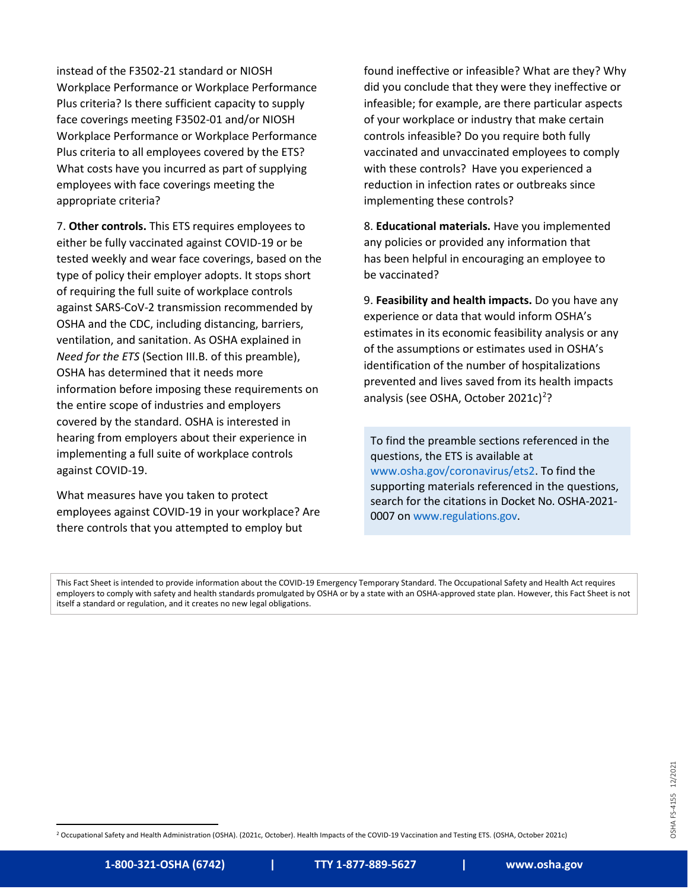instead of the F3502-21 standard or NIOSH Workplace Performance or Workplace Performance Plus criteria? Is there sufficient capacity to supply face coverings meeting F3502-01 and/or NIOSH Workplace Performance or Workplace Performance Plus criteria to all employees covered by the ETS? What costs have you incurred as part of supplying employees with face coverings meeting the appropriate criteria?

7. **Other controls.** This ETS requires employees to either be fully vaccinated against COVID-19 or be tested weekly and wear face coverings, based on the type of policy their employer adopts. It stops short of requiring the full suite of workplace controls against SARS-CoV-2 transmission recommended by OSHA and the CDC, including distancing, barriers, ventilation, and sanitation. As OSHA explained in *Need for the ETS* (Section III.B. of this preamble), OSHA has determined that it needs more information before imposing these requirements on the entire scope of industries and employers covered by the standard. OSHA is interested in hearing from employers about their experience in implementing a full suite of workplace controls against COVID-19.

What measures have you taken to protect employees against COVID-19 in your workplace? Are there controls that you attempted to employ but found ineffective or infeasible? What are they? Why did you conclude that they were they ineffective or infeasible; for example, are there particular aspects of your workplace or industry that make certain controls infeasible? Do you require both fully vaccinated and unvaccinated employees to comply with these controls? Have you experienced a reduction in infection rates or outbreaks since implementing these controls?

8. **Educational materials.** Have you implemented any policies or provided any information that has been helpful in encouraging an employee to be vaccinated?

9. **Feasibility and health impacts.** Do you have any experience or data that would inform OSHA's estimates in its economic feasibility analysis or any of the assumptions or estimates used in OSHA's identification of the number of hospitalizations prevented and lives saved from its health impacts analysis (see OSHA, October 2021c)[2]?

To find the preamble sections referenced in the questions, the ETS is available at www.osha.gov/coronavirus/ets2. To find the supporting materials referenced in the questions, search for the citations in Docket No. OSHA-2021-0007 on www.regulations.gov.

This Fact Sheet is intended to provide information about the COVID-19 Emergency Temporary Standard. The Occupational Safety and Health Act requires employers to comply with safety and health standards promulgated by OSHA or by a state with an OSHA-approved state plan. However, this Fact Sheet is not itself a standard or regulation, and it creates no new legal obligations.

[2] Occupational Safety and Health Administration (OSHA). (2021c, October). Health Impacts of the COVID-19 Vaccination and Testing ETS. (OSHA, October 2021c)

OSHA FS-4155 12/2021

1-800-321-OSHA (6742) | TTY 1-877-889-5627 | www.osha.gov